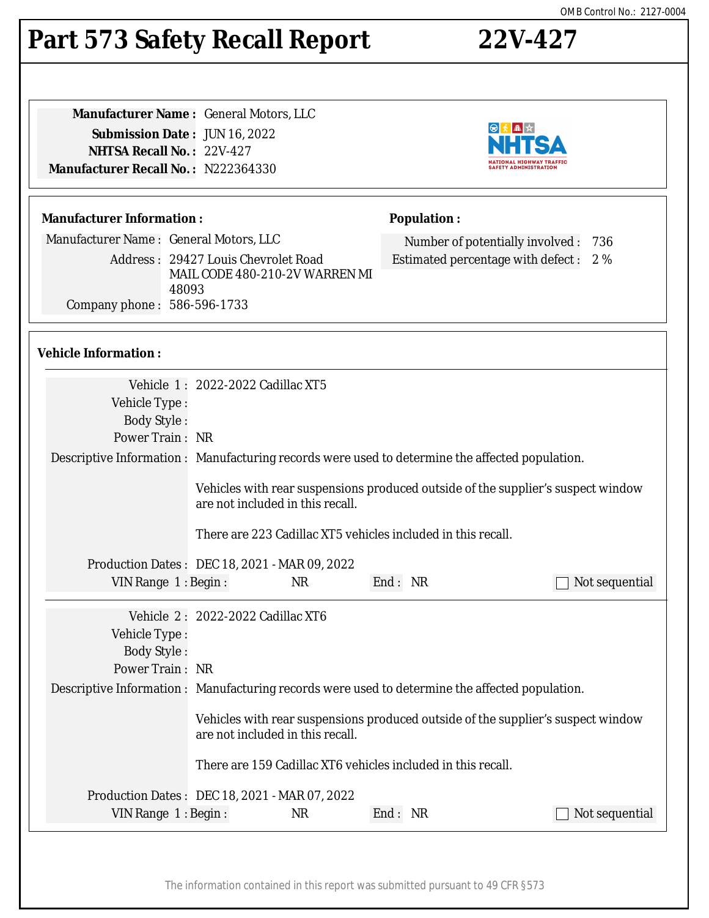OMB Control No.: 2127-0004

# Part 573 Safety Recall Report 22V-427

**Manufacturer Name :** General Motors, LLC
**Submission Date :** JUN 16, 2022
**NHTSA Recall No. :** 22V-427
**Manufacturer Recall No. :** N222364330

**Manufacturer Information :**

Manufacturer Name : General Motors, LLC
Address : 29427 Louis Chevrolet Road MAIL CODE 480-210-2V WARREN MI 48093
Company phone : 586-596-1733

**Population :**

Number of potentially involved : 736
Estimated percentage with defect : 2 %

**Vehicle Information :**

Vehicle 1 : 2022-2022 Cadillac XT5
Vehicle Type :
Body Style :
Power Train : NR
Descriptive Information : Manufacturing records were used to determine the affected population.

Vehicles with rear suspensions produced outside of the supplier's suspect window are not included in this recall.

There are 223 Cadillac XT5 vehicles included in this recall.

Production Dates : DEC 18, 2021 - MAR 09, 2022
VIN Range 1 : Begin : NR End : NR ☐ Not sequential

Vehicle 2 : 2022-2022 Cadillac XT6
Vehicle Type :
Body Style :
Power Train : NR
Descriptive Information : Manufacturing records were used to determine the affected population.

Vehicles with rear suspensions produced outside of the supplier's suspect window are not included in this recall.

There are 159 Cadillac XT6 vehicles included in this recall.

Production Dates : DEC 18, 2021 - MAR 07, 2022
VIN Range 1 : Begin : NR End : NR ☐ Not sequential

The information contained in this report was submitted pursuant to 49 CFR §573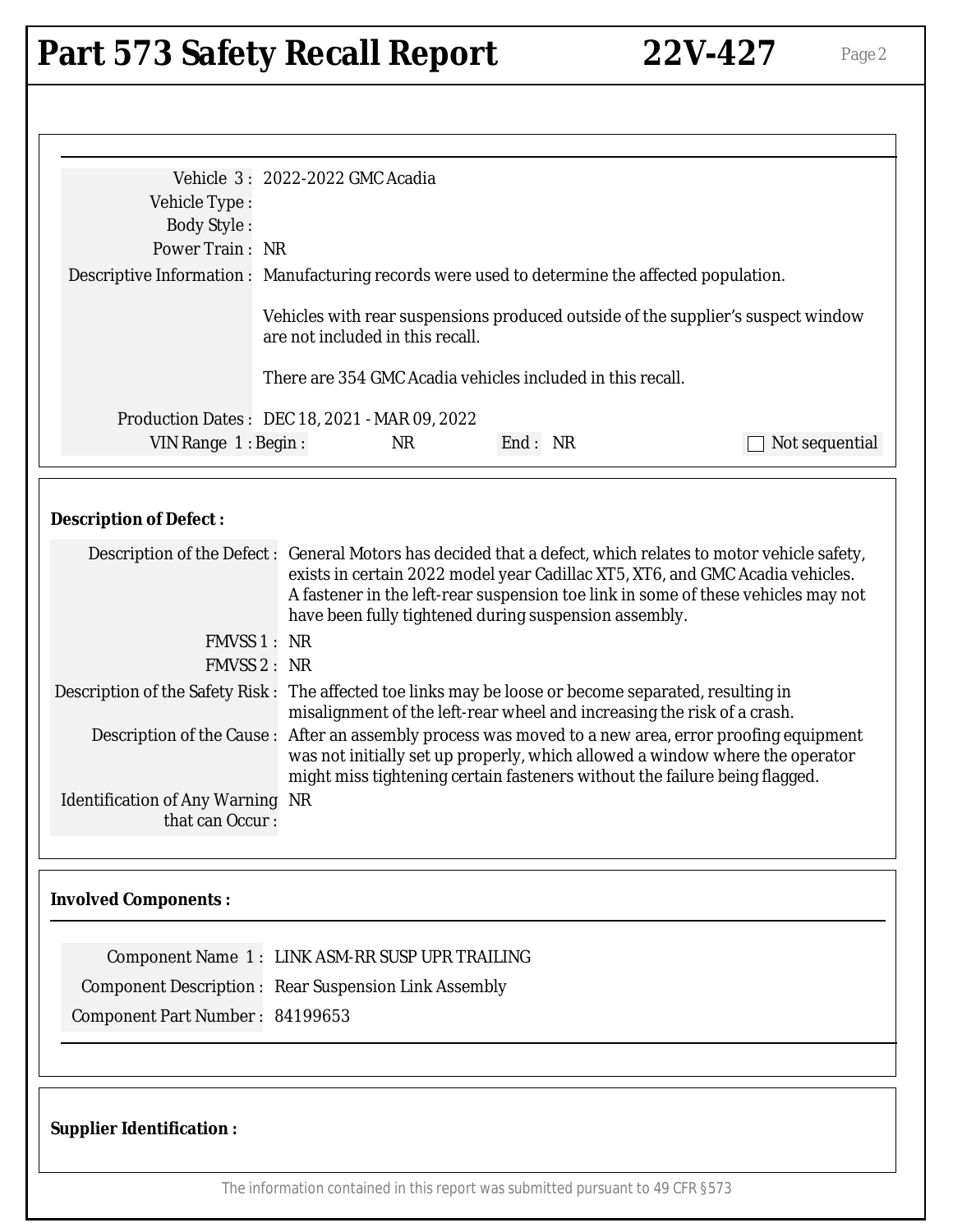# Part 573 Safety Recall Report 22V-427

Vehicle 3 : 2022-2022 GMC Acadia

Vehicle Type :

Body Style :

Power Train : NR

Descriptive Information : Manufacturing records were used to determine the affected population.

Vehicles with rear suspensions produced outside of the supplier's suspect window are not included in this recall.

There are 354 GMC Acadia vehicles included in this recall.

Production Dates : DEC 18, 2021 - MAR 09, 2022

VIN Range 1 : Begin : NR End : NR ☐ Not sequential

**Description of Defect :**

Description of the Defect : General Motors has decided that a defect, which relates to motor vehicle safety, exists in certain 2022 model year Cadillac XT5, XT6, and GMC Acadia vehicles. A fastener in the left-rear suspension toe link in some of these vehicles may not have been fully tightened during suspension assembly.

FMVSS 1 : NR

FMVSS 2 : NR

Description of the Safety Risk : The affected toe links may be loose or become separated, resulting in misalignment of the left-rear wheel and increasing the risk of a crash.

Description of the Cause : After an assembly process was moved to a new area, error proofing equipment was not initially set up properly, which allowed a window where the operator might miss tightening certain fasteners without the failure being flagged.

Identification of Any Warning that can Occur : NR

**Involved Components :**

Component Name 1 : LINK ASM-RR SUSP UPR TRAILING

Component Description : Rear Suspension Link Assembly

Component Part Number : 84199653

**Supplier Identification :**

The information contained in this report was submitted pursuant to 49 CFR §573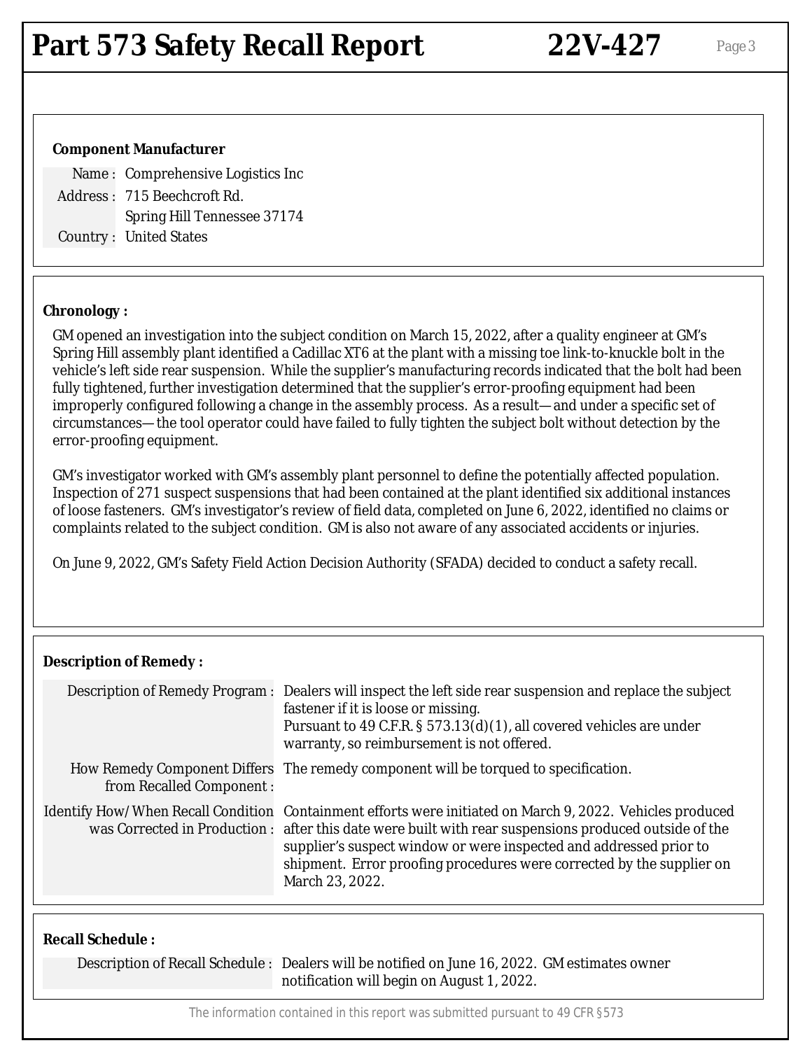### Component Manufacturer

| | |
|---|---|
| Name : | Comprehensive Logistics Inc |
| Address : | 715 Beechcroft Rd. Spring Hill Tennessee 37174 |
| Country : | United States |

### Chronology :

GM opened an investigation into the subject condition on March 15, 2022, after a quality engineer at GM's Spring Hill assembly plant identified a Cadillac XT6 at the plant with a missing toe link-to-knuckle bolt in the vehicle's left side rear suspension. While the supplier's manufacturing records indicated that the bolt had been fully tightened, further investigation determined that the supplier's error-proofing equipment had been improperly configured following a change in the assembly process. As a result—and under a specific set of circumstances—the tool operator could have failed to fully tighten the subject bolt without detection by the error-proofing equipment.

GM's investigator worked with GM's assembly plant personnel to define the potentially affected population. Inspection of 271 suspect suspensions that had been contained at the plant identified six additional instances of loose fasteners. GM's investigator's review of field data, completed on June 6, 2022, identified no claims or complaints related to the subject condition. GM is also not aware of any associated accidents or injuries.

On June 9, 2022, GM's Safety Field Action Decision Authority (SFADA) decided to conduct a safety recall.

### Description of Remedy :

| | |
|---|---|
| Description of Remedy Program : | Dealers will inspect the left side rear suspension and replace the subject fastener if it is loose or missing. Pursuant to 49 C.F.R. § 573.13(d)(1), all covered vehicles are under warranty, so reimbursement is not offered. |
| How Remedy Component Differs from Recalled Component : | The remedy component will be torqued to specification. |
| Identify How/When Recall Condition was Corrected in Production : | Containment efforts were initiated on March 9, 2022. Vehicles produced after this date were built with rear suspensions produced outside of the supplier's suspect window or were inspected and addressed prior to shipment. Error proofing procedures were corrected by the supplier on March 23, 2022. |

### Recall Schedule :

| | |
|---|---|
| Description of Recall Schedule : | Dealers will be notified on June 16, 2022. GM estimates owner notification will begin on August 1, 2022. |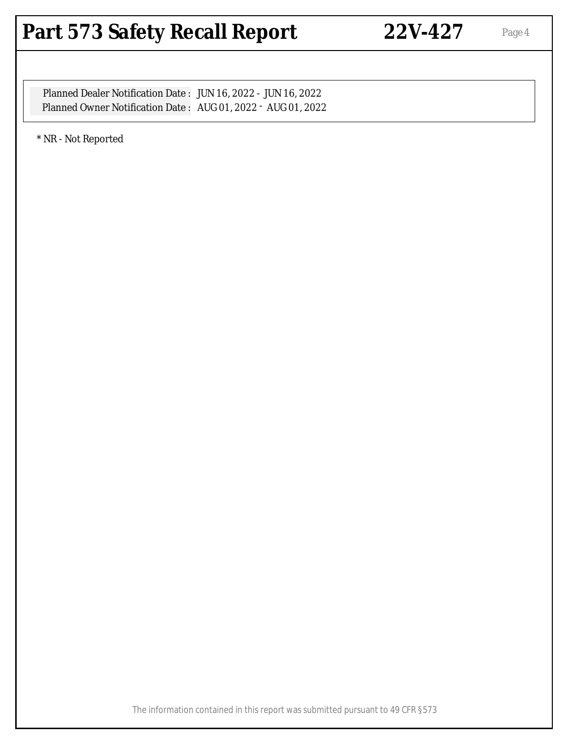| | |
|---|---|
| Planned Dealer Notification Date : | JUN 16, 2022 - JUN 16, 2022 |
| Planned Owner Notification Date : | AUG 01, 2022 - AUG 01, 2022 |

* NR - Not Reported

The information contained in this report was submitted pursuant to 49 CFR §573